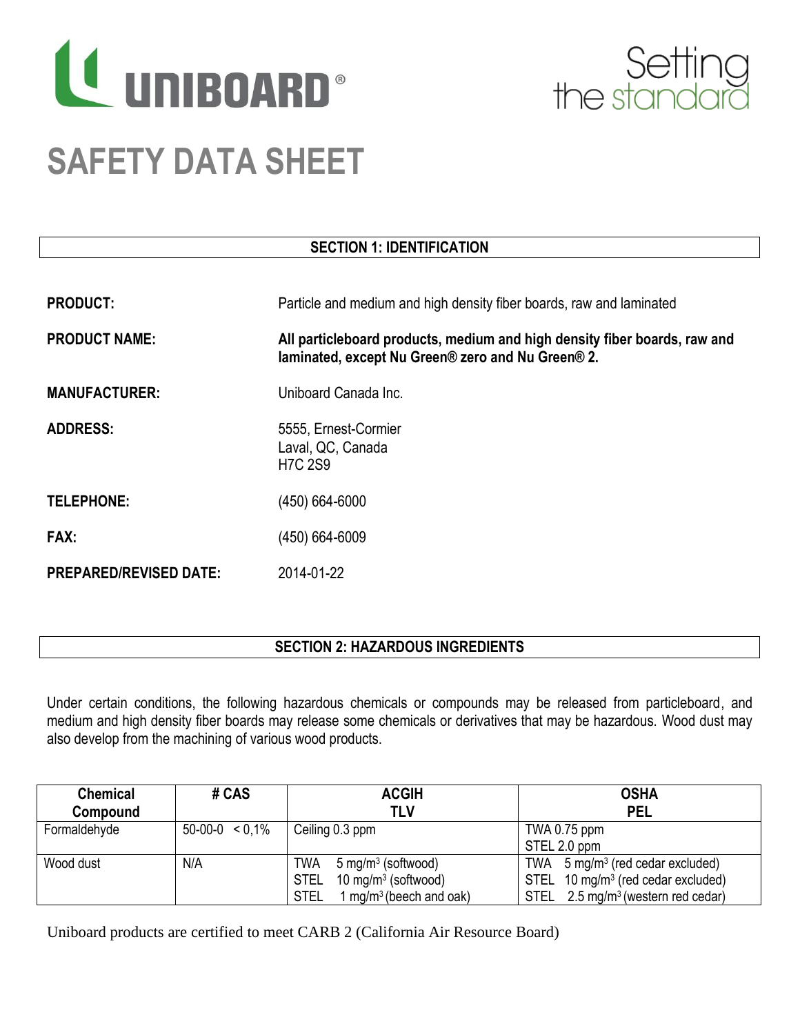UNIBORAD®

Setting the standard

# SAFETY DATA SHEET

## SECTION 1: IDENTIFICATION

**PRODUCT:** Particle and medium and high density fiber boards, raw and laminated

**PRODUCT NAME:** **All particleboard products, medium and high density fiber boards, raw and laminated, except Nu Green® zero and Nu Green® 2.**

**MANUFACTURER:** Uniboard Canada Inc.

**ADDRESS:** 5555, Ernest-Cormier
Laval, QC, Canada
H7C 2S9

**TELEPHONE:** (450) 664-6000

**FAX:** (450) 664-6009

**PREPARED/REVISED DATE:** 2014-01-22

## SECTION 2: HAZARDOUS INGREDIENTS

Under certain conditions, the following hazardous chemicals or compounds may be released from particleboard, and medium and high density fiber boards may release some chemicals or derivatives that may be hazardous. Wood dust may also develop from the machining of various wood products.

| Chemical Compound | # CAS | ACGIH TLV | OSHA PEL |
|---|---|---|---|
| Formaldehyde | 50-00-0 < 0,1% | Ceiling 0.3 ppm | TWA 0.75 ppm<br>STEL 2.0 ppm |
| Wood dust | N/A | TWA 5 mg/m³ (softwood)<br>STEL 10 mg/m³ (softwood)<br>STEL 1 mg/m³ (beech and oak) | TWA 5 mg/m³ (red cedar excluded)<br>STEL 10 mg/m³ (red cedar excluded)<br>STEL 2.5 mg/m³ (western red cedar) |

Uniboard products are certified to meet CARB 2 (California Air Resource Board)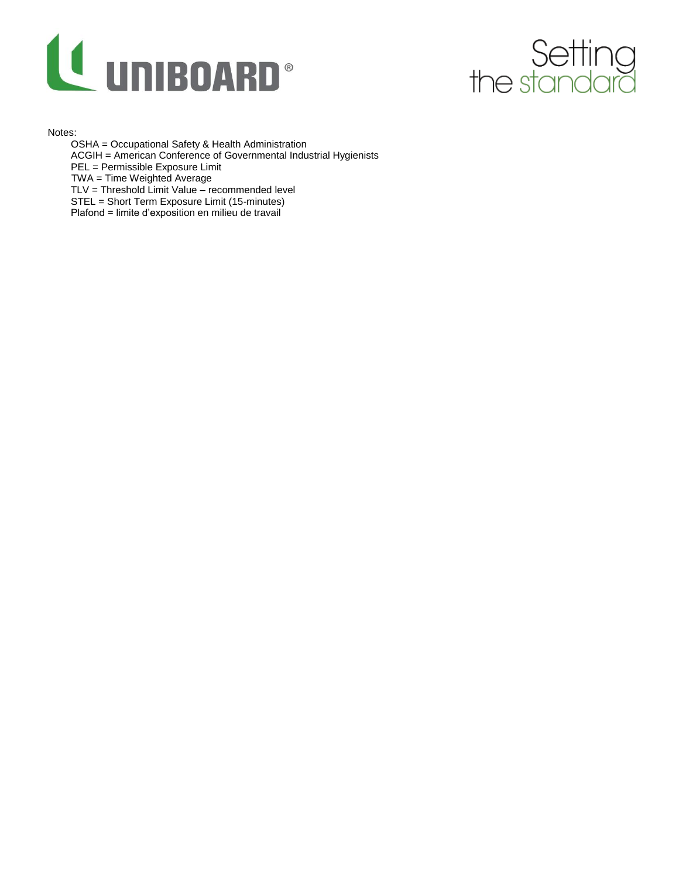Notes:

- OSHA = Occupational Safety & Health Administration
- ACGIH = American Conference of Governmental Industrial Hygienists
- PEL = Permissible Exposure Limit
- TWA = Time Weighted Average
- TLV = Threshold Limit Value – recommended level
- STEL = Short Term Exposure Limit (15-minutes)
- Plafond = limite d'exposition en milieu de travail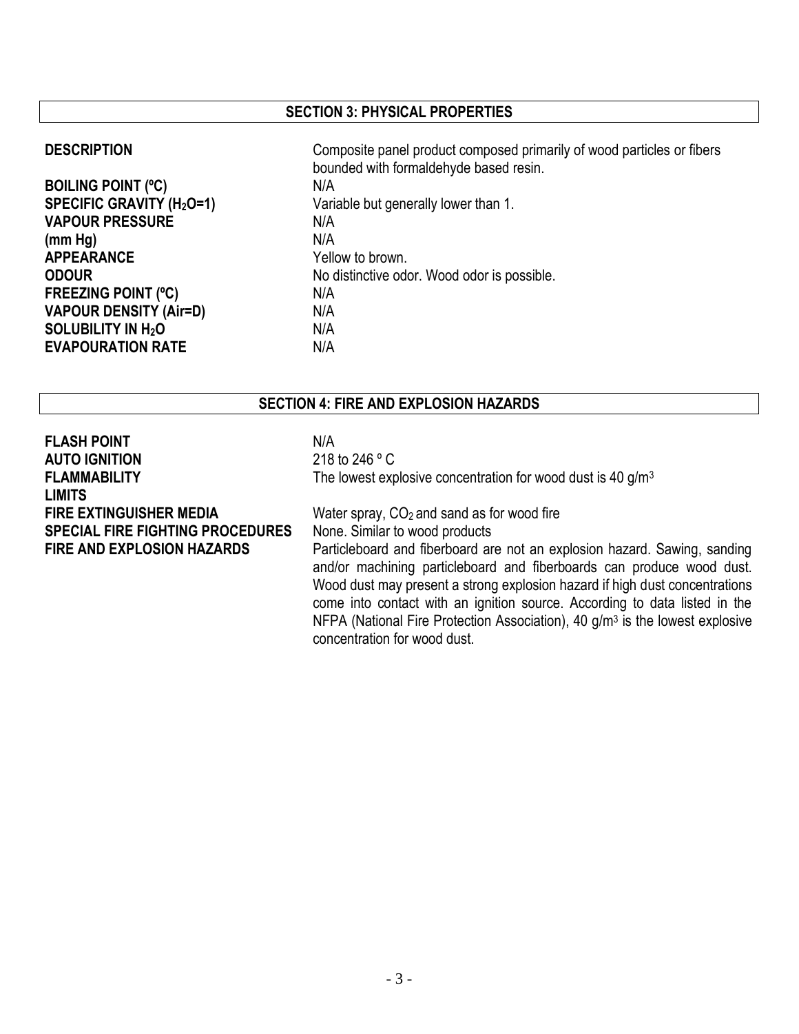## SECTION 3: PHYSICAL PROPERTIES

| | |
|---|---|
| **DESCRIPTION** | Composite panel product composed primarily of wood particles or fibers bounded with formaldehyde based resin. |
| **BOILING POINT (ºC)** | N/A |
| **SPECIFIC GRAVITY ($H_2O$=1)** | Variable but generally lower than 1. |
| **VAPOUR PRESSURE** | N/A |
| **(mm Hg)** | N/A |
| **APPEARANCE** | Yellow to brown. |
| **ODOUR** | No distinctive odor. Wood odor is possible. |
| **FREEZING POINT (ºC)** | N/A |
| **VAPOUR DENSITY (Air=D)** | N/A |
| **SOLUBILITY IN $H_2O$** | N/A |
| **EVAPOURATION RATE** | N/A |

## SECTION 4: FIRE AND EXPLOSION HAZARDS

| | |
|---|---|
| **FLASH POINT** | N/A |
| **AUTO IGNITION** | 218 to 246 º C |
| **FLAMMABILITY LIMITS** | The lowest explosive concentration for wood dust is 40 g/m$^3$ |
| **FIRE EXTINGUISHER MEDIA** | Water spray, $CO_2$ and sand as for wood fire |
| **SPECIAL FIRE FIGHTING PROCEDURES** | None. Similar to wood products |
| **FIRE AND EXPLOSION HAZARDS** | Particleboard and fiberboard are not an explosion hazard. Sawing, sanding and/or machining particleboard and fiberboards can produce wood dust. Wood dust may present a strong explosion hazard if high dust concentrations come into contact with an ignition source. According to data listed in the NFPA (National Fire Protection Association), 40 g/m$^3$ is the lowest explosive concentration for wood dust. |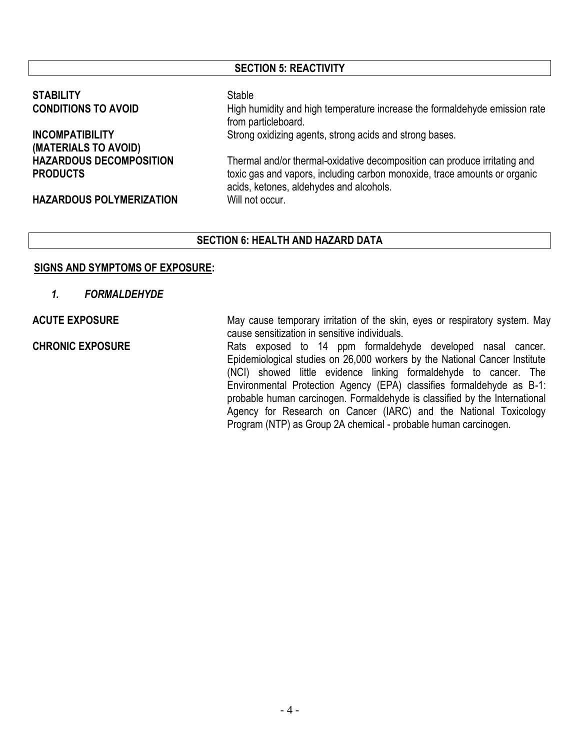## SECTION 5: REACTIVITY

**STABILITY** Stable

**CONDITIONS TO AVOID** High humidity and high temperature increase the formaldehyde emission rate from particleboard.

**INCOMPATIBILITY (MATERIALS TO AVOID)** Strong oxidizing agents, strong acids and strong bases.

**HAZARDOUS DECOMPOSITION PRODUCTS** Thermal and/or thermal-oxidative decomposition can produce irritating and toxic gas and vapors, including carbon monoxide, trace amounts or organic acids, ketones, aldehydes and alcohols.

**HAZARDOUS POLYMERIZATION** Will not occur.

## SECTION 6: HEALTH AND HAZARD DATA

### SIGNS AND SYMPTOMS OF EXPOSURE:

***1. FORMALDEHYDE***

**ACUTE EXPOSURE** May cause temporary irritation of the skin, eyes or respiratory system. May cause sensitization in sensitive individuals.

**CHRONIC EXPOSURE** Rats exposed to 14 ppm formaldehyde developed nasal cancer. Epidemiological studies on 26,000 workers by the National Cancer Institute (NCI) showed little evidence linking formaldehyde to cancer. The Environmental Protection Agency (EPA) classifies formaldehyde as B-1: probable human carcinogen. Formaldehyde is classified by the International Agency for Research on Cancer (IARC) and the National Toxicology Program (NTP) as Group 2A chemical - probable human carcinogen.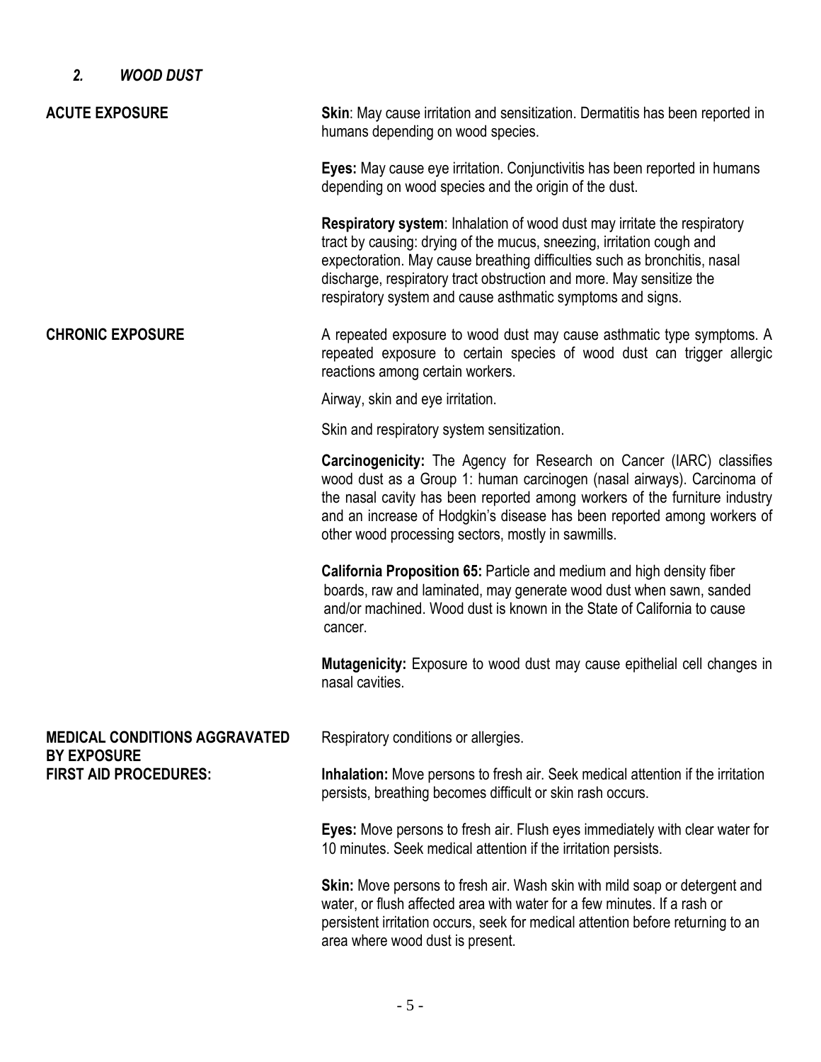## *2. WOOD DUST*

**ACUTE EXPOSURE**

**Skin**: May cause irritation and sensitization. Dermatitis has been reported in humans depending on wood species.

**Eyes:** May cause eye irritation. Conjunctivitis has been reported in humans depending on wood species and the origin of the dust.

**Respiratory system**: Inhalation of wood dust may irritate the respiratory tract by causing: drying of the mucus, sneezing, irritation cough and expectoration. May cause breathing difficulties such as bronchitis, nasal discharge, respiratory tract obstruction and more. May sensitize the respiratory system and cause asthmatic symptoms and signs.

**CHRONIC EXPOSURE**

A repeated exposure to wood dust may cause asthmatic type symptoms. A repeated exposure to certain species of wood dust can trigger allergic reactions among certain workers.

Airway, skin and eye irritation.

Skin and respiratory system sensitization.

**Carcinogenicity:** The Agency for Research on Cancer (IARC) classifies wood dust as a Group 1: human carcinogen (nasal airways). Carcinoma of the nasal cavity has been reported among workers of the furniture industry and an increase of Hodgkin's disease has been reported among workers of other wood processing sectors, mostly in sawmills.

**California Proposition 65:** Particle and medium and high density fiber boards, raw and laminated, may generate wood dust when sawn, sanded and/or machined. Wood dust is known in the State of California to cause cancer.

**Mutagenicity:** Exposure to wood dust may cause epithelial cell changes in nasal cavities.

**MEDICAL CONDITIONS AGGRAVATED BY EXPOSURE**

Respiratory conditions or allergies.

**FIRST AID PROCEDURES:**

**Inhalation:** Move persons to fresh air. Seek medical attention if the irritation persists, breathing becomes difficult or skin rash occurs.

**Eyes:** Move persons to fresh air. Flush eyes immediately with clear water for 10 minutes. Seek medical attention if the irritation persists.

**Skin:** Move persons to fresh air. Wash skin with mild soap or detergent and water, or flush affected area with water for a few minutes. If a rash or persistent irritation occurs, seek for medical attention before returning to an area where wood dust is present.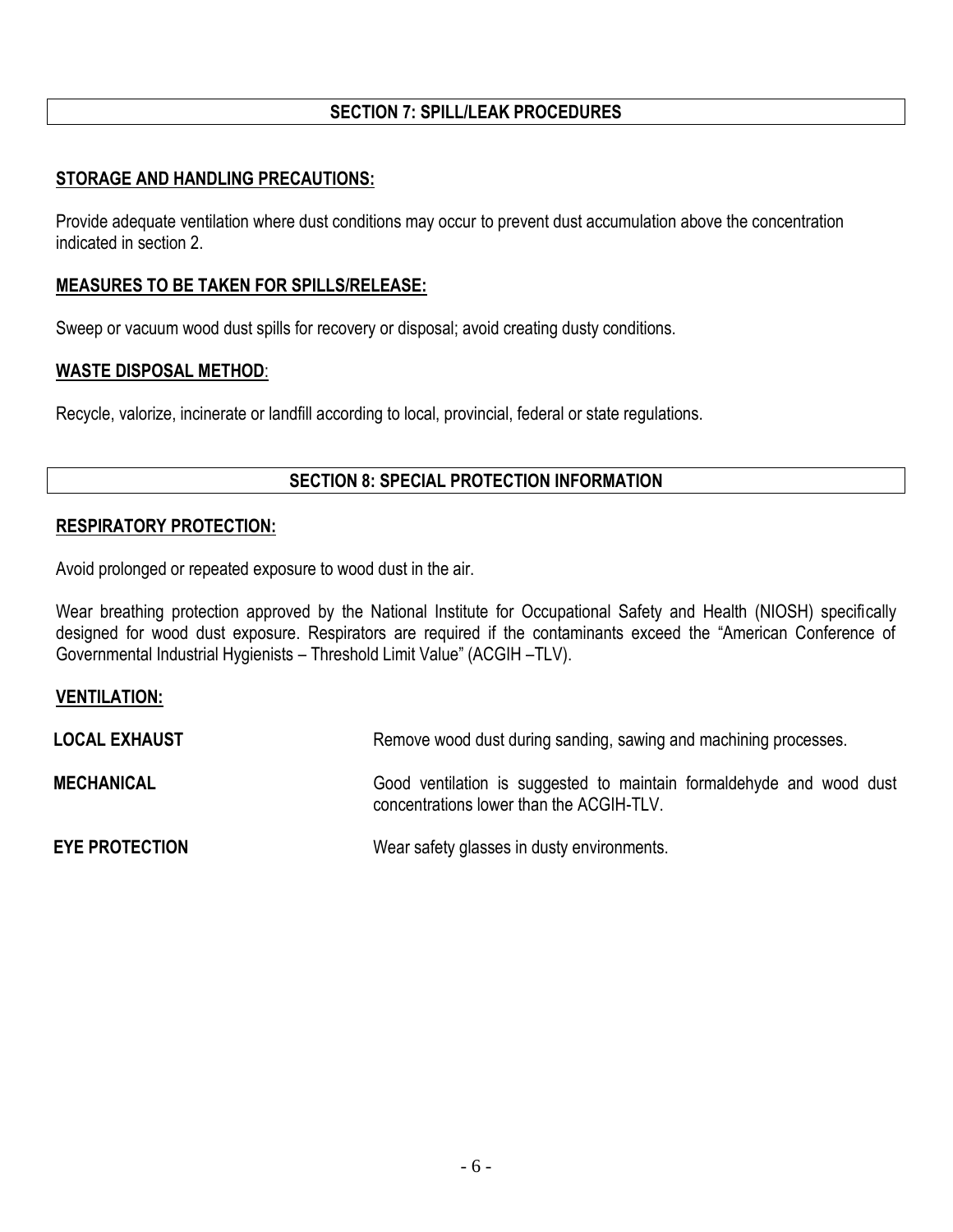## SECTION 7: SPILL/LEAK PROCEDURES

### STORAGE AND HANDLING PRECAUTIONS:

Provide adequate ventilation where dust conditions may occur to prevent dust accumulation above the concentration indicated in section 2.

### MEASURES TO BE TAKEN FOR SPILLS/RELEASE:

Sweep or vacuum wood dust spills for recovery or disposal; avoid creating dusty conditions.

### WASTE DISPOSAL METHOD:

Recycle, valorize, incinerate or landfill according to local, provincial, federal or state regulations.

## SECTION 8: SPECIAL PROTECTION INFORMATION

### RESPIRATORY PROTECTION:

Avoid prolonged or repeated exposure to wood dust in the air.

Wear breathing protection approved by the National Institute for Occupational Safety and Health (NIOSH) specifically designed for wood dust exposure. Respirators are required if the contaminants exceed the "American Conference of Governmental Industrial Hygienists – Threshold Limit Value" (ACGIH –TLV).

### VENTILATION:

| | |
|---|---|
| **LOCAL EXHAUST** | Remove wood dust during sanding, sawing and machining processes. |
| **MECHANICAL** | Good ventilation is suggested to maintain formaldehyde and wood dust concentrations lower than the ACGIH-TLV. |
| **EYE PROTECTION** | Wear safety glasses in dusty environments. |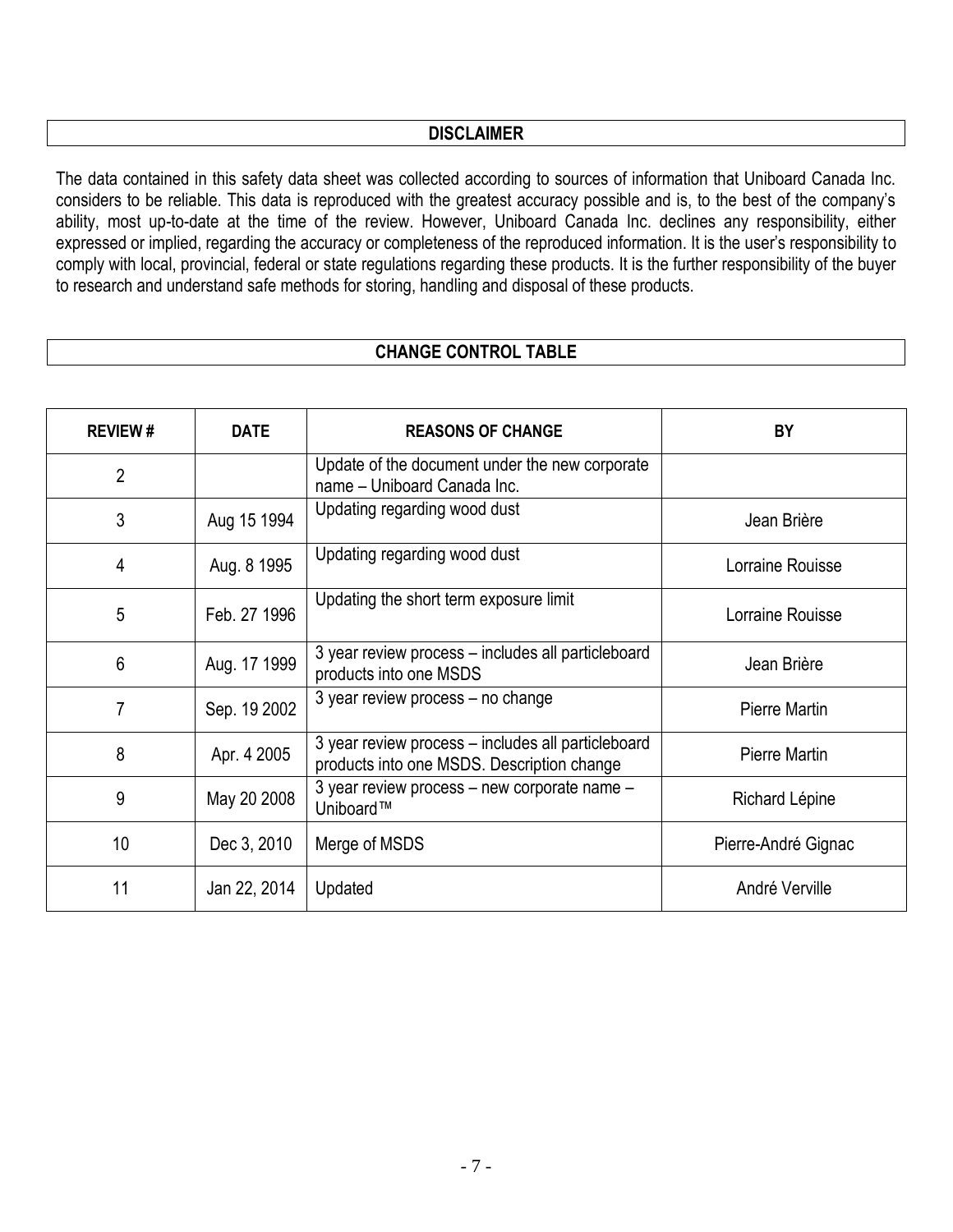## DISCLAIMER

The data contained in this safety data sheet was collected according to sources of information that Uniboard Canada Inc. considers to be reliable. This data is reproduced with the greatest accuracy possible and is, to the best of the company's ability, most up-to-date at the time of the review. However, Uniboard Canada Inc. declines any responsibility, either expressed or implied, regarding the accuracy or completeness of the reproduced information. It is the user's responsibility to comply with local, provincial, federal or state regulations regarding these products. It is the further responsibility of the buyer to research and understand safe methods for storing, handling and disposal of these products.

## CHANGE CONTROL TABLE

| REVIEW # | DATE | REASONS OF CHANGE | BY |
|---|---|---|---|
| 2 | | Update of the document under the new corporate name – Uniboard Canada Inc. | |
| 3 | Aug 15 1994 | Updating regarding wood dust | Jean Brière |
| 4 | Aug. 8 1995 | Updating regarding wood dust | Lorraine Rouisse |
| 5 | Feb. 27 1996 | Updating the short term exposure limit | Lorraine Rouisse |
| 6 | Aug. 17 1999 | 3 year review process – includes all particleboard products into one MSDS | Jean Brière |
| 7 | Sep. 19 2002 | 3 year review process – no change | Pierre Martin |
| 8 | Apr. 4 2005 | 3 year review process – includes all particleboard products into one MSDS. Description change | Pierre Martin |
| 9 | May 20 2008 | 3 year review process – new corporate name – Uniboard™ | Richard Lépine |
| 10 | Dec 3, 2010 | Merge of MSDS | Pierre-André Gignac |
| 11 | Jan 22, 2014 | Updated | André Verville |